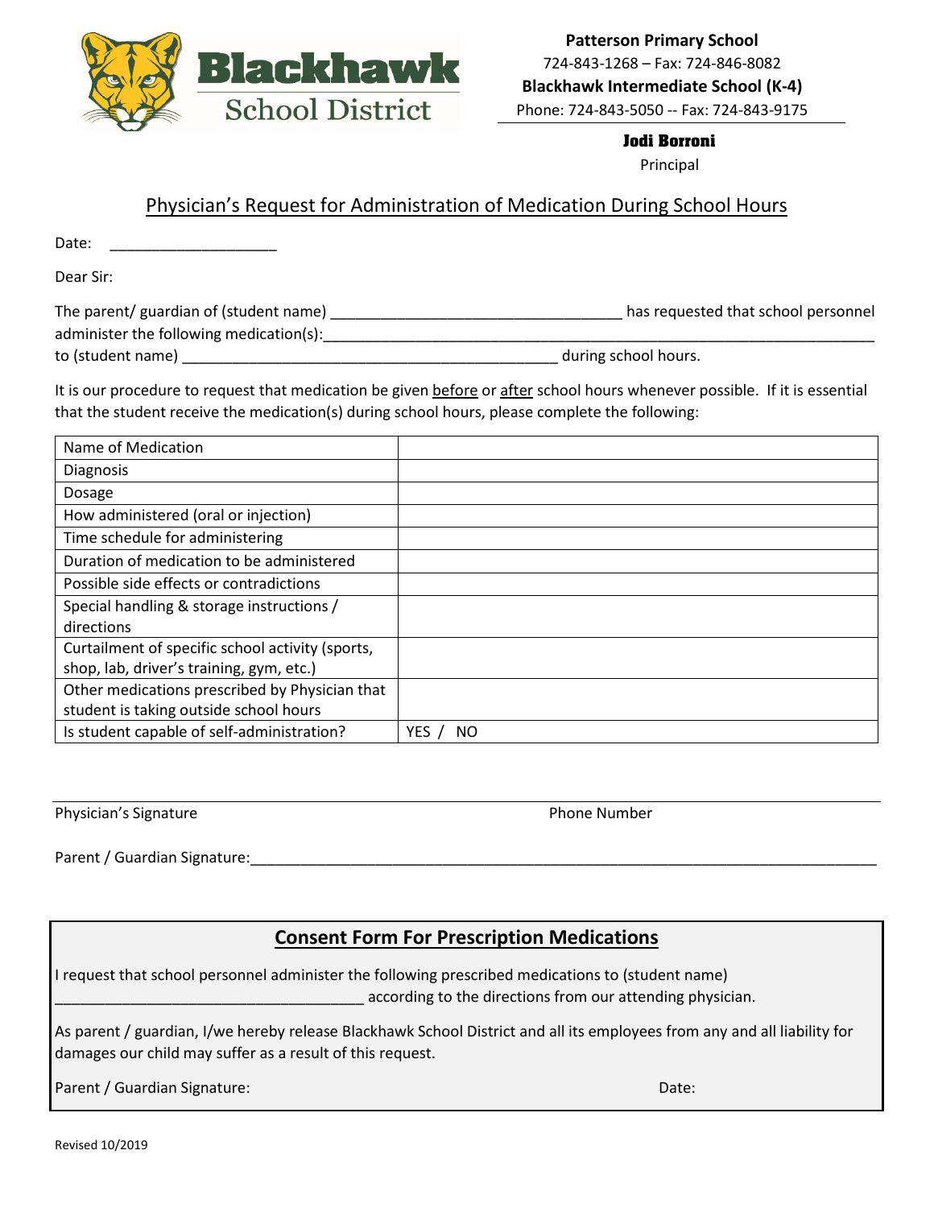**Blackhawk School District**

**Patterson Primary School**
724-843-1268 – Fax: 724-846-8082
**Blackhawk Intermediate School (K-4)**
Phone: 724-843-5050 -- Fax: 724-843-9175

**Jodi Borroni**
Principal

## Physician's Request for Administration of Medication During School Hours

Date: ____________________

Dear Sir:

The parent/ guardian of (student name) __________________________________ has requested that school personnel administer the following medication(s):_____________________________________________________________________ to (student name) ____________________________________________ during school hours.

It is our procedure to request that medication be given before or after school hours whenever possible. If it is essential that the student receive the medication(s) during school hours, please complete the following:

| | |
|---|---|
| Name of Medication | |
| Diagnosis | |
| Dosage | |
| How administered (oral or injection) | |
| Time schedule for administering | |
| Duration of medication to be administered | |
| Possible side effects or contradictions | |
| Special handling & storage instructions / directions | |
| Curtailment of specific school activity (sports, shop, lab, driver's training, gym, etc.) | |
| Other medications prescribed by Physician that student is taking outside school hours | |
| Is student capable of self-administration? | YES / NO |

_____________________________________________________________________________________

Physician's Signature                                        Phone Number

Parent / Guardian Signature:_________________________________________________________________

## Consent Form For Prescription Medications

I request that school personnel administer the following prescribed medications to (student name) ____________________________________ according to the directions from our attending physician.

As parent / guardian, I/we hereby release Blackhawk School District and all its employees from any and all liability for damages our child may suffer as a result of this request.

Parent / Guardian Signature:                                        Date:

Revised 10/2019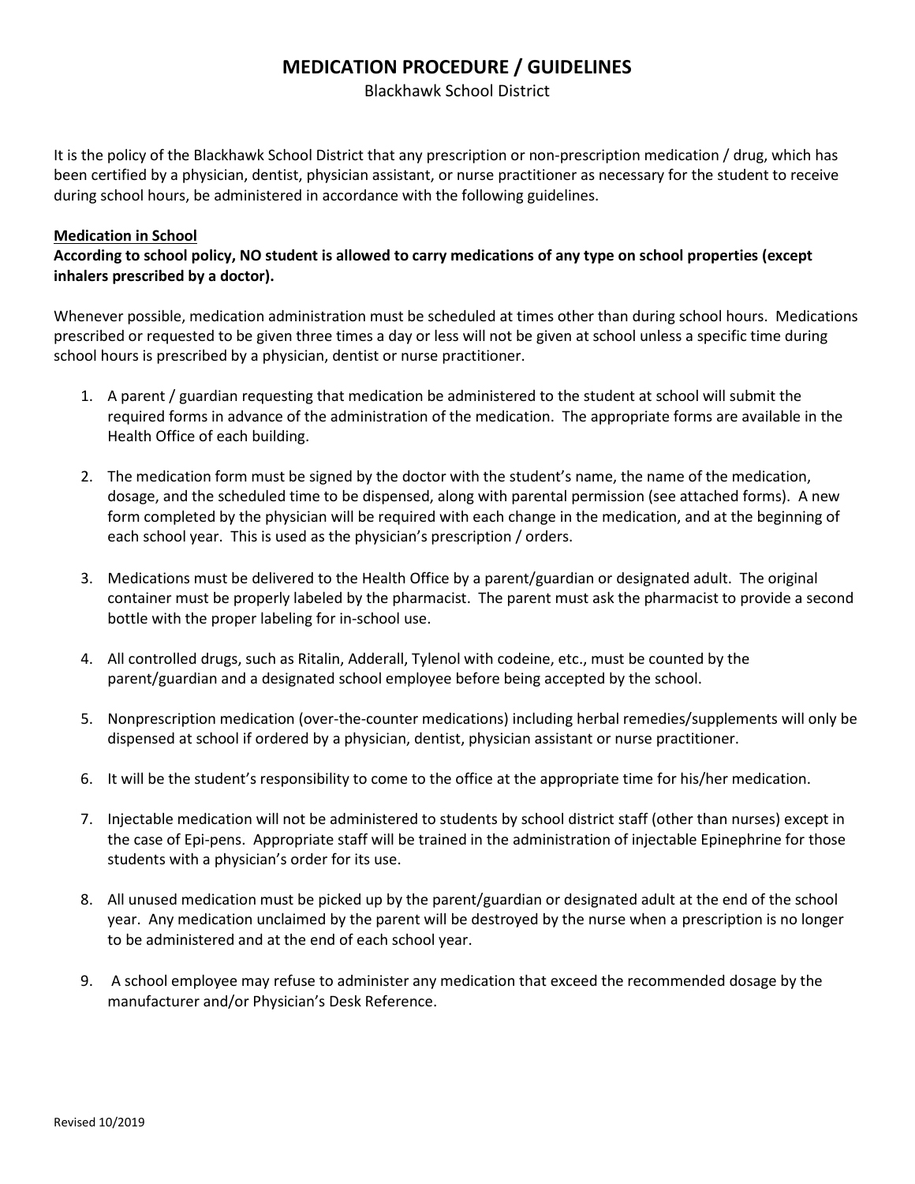# MEDICATION PROCEDURE / GUIDELINES

Blackhawk School District

It is the policy of the Blackhawk School District that any prescription or non-prescription medication / drug, which has been certified by a physician, dentist, physician assistant, or nurse practitioner as necessary for the student to receive during school hours, be administered in accordance with the following guidelines.

## Medication in School

**According to school policy, NO student is allowed to carry medications of any type on school properties (except inhalers prescribed by a doctor).**

Whenever possible, medication administration must be scheduled at times other than during school hours. Medications prescribed or requested to be given three times a day or less will not be given at school unless a specific time during school hours is prescribed by a physician, dentist or nurse practitioner.

1. A parent / guardian requesting that medication be administered to the student at school will submit the required forms in advance of the administration of the medication. The appropriate forms are available in the Health Office of each building.

2. The medication form must be signed by the doctor with the student's name, the name of the medication, dosage, and the scheduled time to be dispensed, along with parental permission (see attached forms). A new form completed by the physician will be required with each change in the medication, and at the beginning of each school year. This is used as the physician's prescription / orders.

3. Medications must be delivered to the Health Office by a parent/guardian or designated adult. The original container must be properly labeled by the pharmacist. The parent must ask the pharmacist to provide a second bottle with the proper labeling for in-school use.

4. All controlled drugs, such as Ritalin, Adderall, Tylenol with codeine, etc., must be counted by the parent/guardian and a designated school employee before being accepted by the school.

5. Nonprescription medication (over-the-counter medications) including herbal remedies/supplements will only be dispensed at school if ordered by a physician, dentist, physician assistant or nurse practitioner.

6. It will be the student's responsibility to come to the office at the appropriate time for his/her medication.

7. Injectable medication will not be administered to students by school district staff (other than nurses) except in the case of Epi-pens. Appropriate staff will be trained in the administration of injectable Epinephrine for those students with a physician's order for its use.

8. All unused medication must be picked up by the parent/guardian or designated adult at the end of the school year. Any medication unclaimed by the parent will be destroyed by the nurse when a prescription is no longer to be administered and at the end of each school year.

9. A school employee may refuse to administer any medication that exceed the recommended dosage by the manufacturer and/or Physician's Desk Reference.

Revised 10/2019